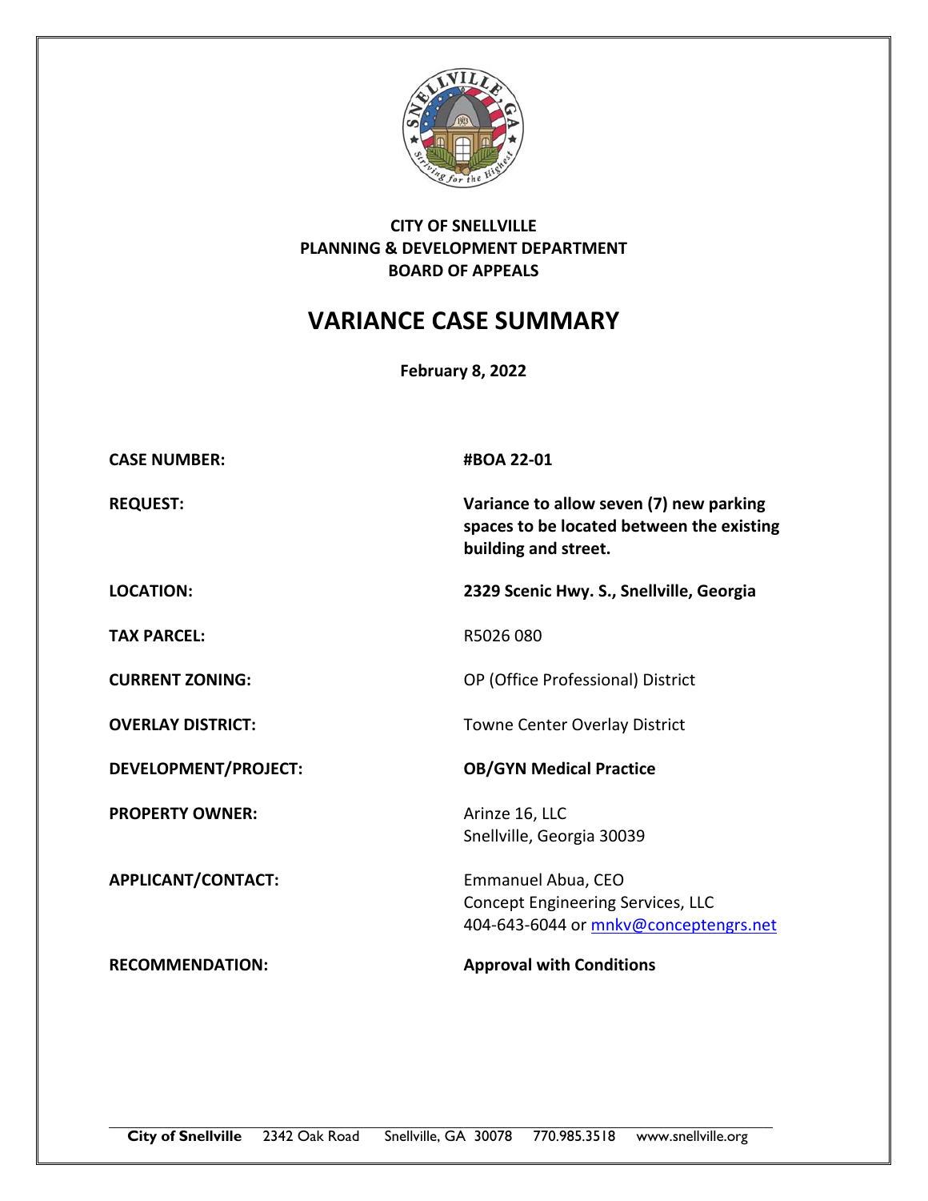**CITY OF SNELLVILLE**
**PLANNING & DEVELOPMENT DEPARTMENT**
**BOARD OF APPEALS**

# VARIANCE CASE SUMMARY

**February 8, 2022**

| | |
|---|---|
| **CASE NUMBER:** | **#BOA 22-01** |
| **REQUEST:** | **Variance to allow seven (7) new parking spaces to be located between the existing building and street.** |
| **LOCATION:** | **2329 Scenic Hwy. S., Snellville, Georgia** |
| **TAX PARCEL:** | R5026 080 |
| **CURRENT ZONING:** | OP (Office Professional) District |
| **OVERLAY DISTRICT:** | Towne Center Overlay District |
| **DEVELOPMENT/PROJECT:** | **OB/GYN Medical Practice** |
| **PROPERTY OWNER:** | Arinze 16, LLC<br>Snellville, Georgia 30039 |
| **APPLICANT/CONTACT:** | Emmanuel Abua, CEO<br>Concept Engineering Services, LLC<br>404-643-6044 or mnkv@conceptengrs.net |
| **RECOMMENDATION:** | **Approval with Conditions** |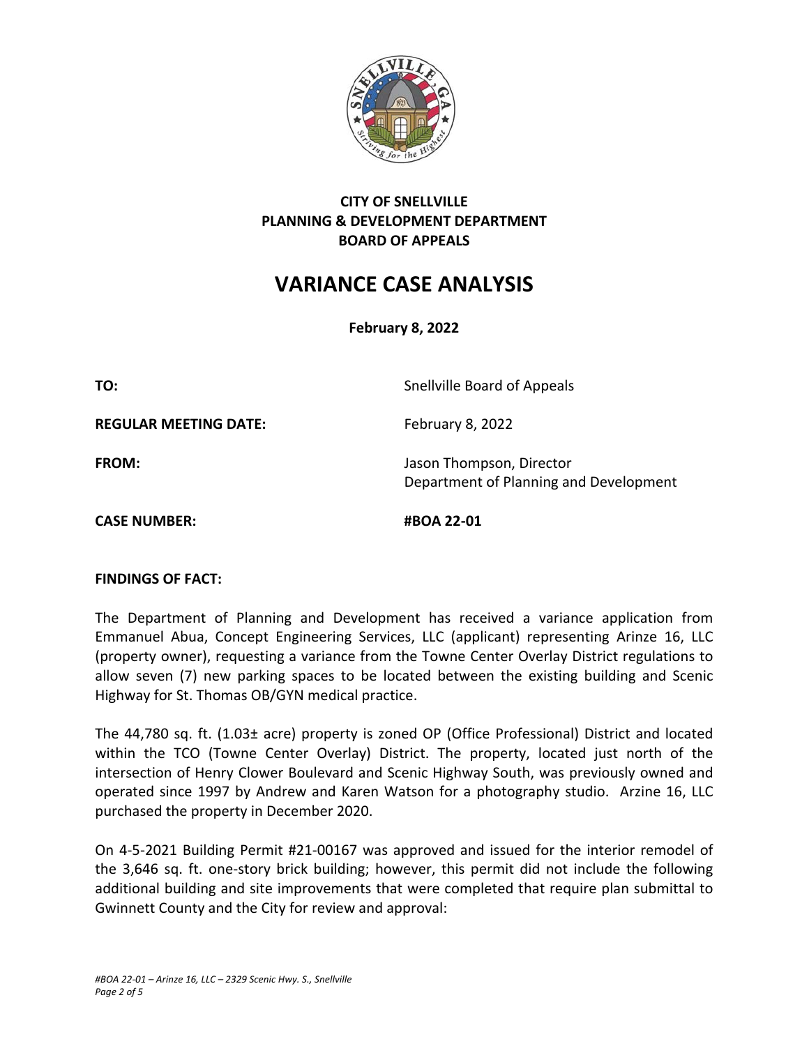**CITY OF SNELLVILLE**
**PLANNING & DEVELOPMENT DEPARTMENT**
**BOARD OF APPEALS**

# VARIANCE CASE ANALYSIS

**February 8, 2022**

| | |
|---|---|
| **TO:** | Snellville Board of Appeals |
| **REGULAR MEETING DATE:** | February 8, 2022 |
| **FROM:** | Jason Thompson, Director<br>Department of Planning and Development |
| **CASE NUMBER:** | **#BOA 22-01** |

**FINDINGS OF FACT:**

The Department of Planning and Development has received a variance application from Emmanuel Abua, Concept Engineering Services, LLC (applicant) representing Arinze 16, LLC (property owner), requesting a variance from the Towne Center Overlay District regulations to allow seven (7) new parking spaces to be located between the existing building and Scenic Highway for St. Thomas OB/GYN medical practice.

The 44,780 sq. ft. (1.03± acre) property is zoned OP (Office Professional) District and located within the TCO (Towne Center Overlay) District. The property, located just north of the intersection of Henry Clower Boulevard and Scenic Highway South, was previously owned and operated since 1997 by Andrew and Karen Watson for a photography studio. Arzine 16, LLC purchased the property in December 2020.

On 4-5-2021 Building Permit #21-00167 was approved and issued for the interior remodel of the 3,646 sq. ft. one-story brick building; however, this permit did not include the following additional building and site improvements that were completed that require plan submittal to Gwinnett County and the City for review and approval: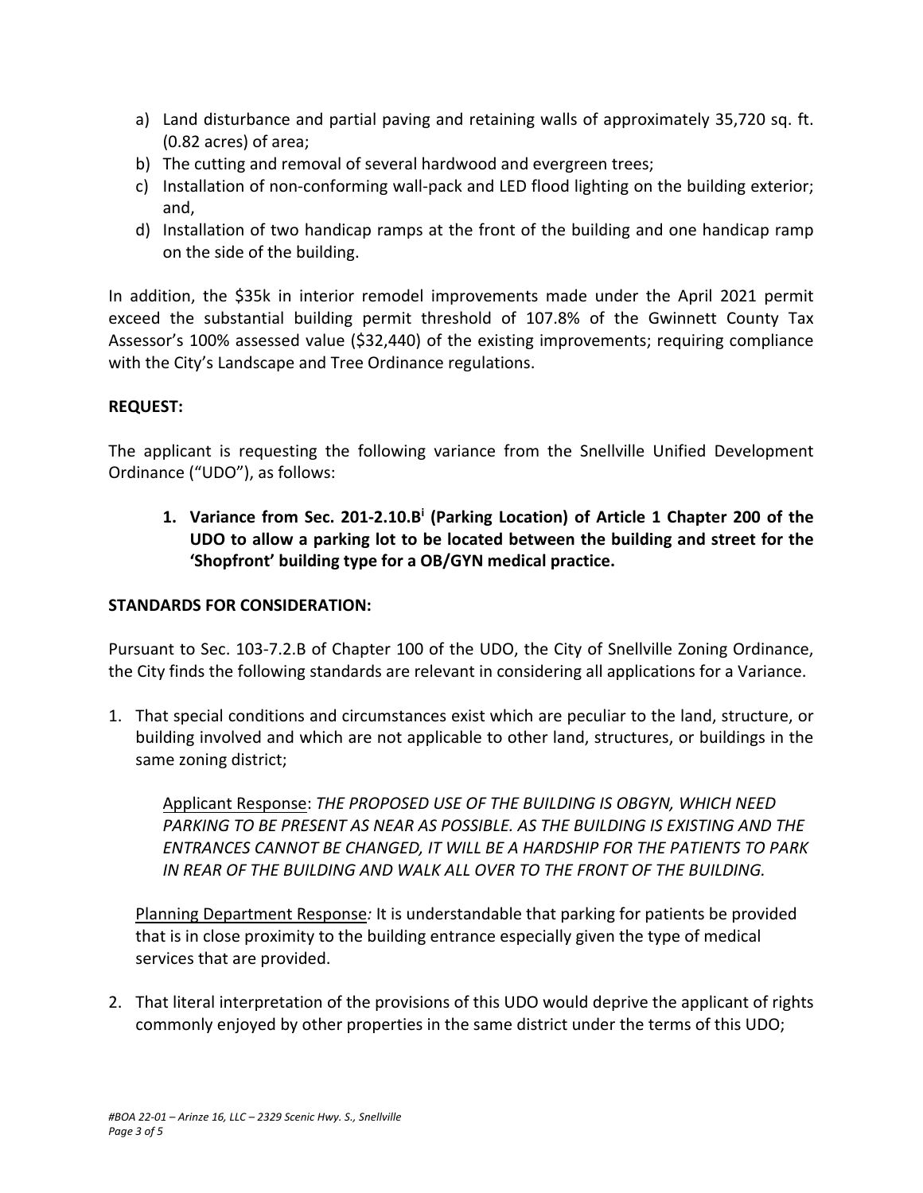a) Land disturbance and partial paving and retaining walls of approximately 35,720 sq. ft. (0.82 acres) of area;
b) The cutting and removal of several hardwood and evergreen trees;
c) Installation of non-conforming wall-pack and LED flood lighting on the building exterior; and,
d) Installation of two handicap ramps at the front of the building and one handicap ramp on the side of the building.

In addition, the $35k in interior remodel improvements made under the April 2021 permit exceed the substantial building permit threshold of 107.8% of the Gwinnett County Tax Assessor's 100% assessed value ($32,440) of the existing improvements; requiring compliance with the City's Landscape and Tree Ordinance regulations.

**REQUEST:**

The applicant is requesting the following variance from the Snellville Unified Development Ordinance ("UDO"), as follows:

1. **Variance from Sec. 201-2.10.B[i] (Parking Location) of Article 1 Chapter 200 of the UDO to allow a parking lot to be located between the building and street for the 'Shopfront' building type for a OB/GYN medical practice.**

**STANDARDS FOR CONSIDERATION:**

Pursuant to Sec. 103-7.2.B of Chapter 100 of the UDO, the City of Snellville Zoning Ordinance, the City finds the following standards are relevant in considering all applications for a Variance.

1. That special conditions and circumstances exist which are peculiar to the land, structure, or building involved and which are not applicable to other land, structures, or buildings in the same zoning district;

   Applicant Response: *THE PROPOSED USE OF THE BUILDING IS OBGYN, WHICH NEED PARKING TO BE PRESENT AS NEAR AS POSSIBLE. AS THE BUILDING IS EXISTING AND THE ENTRANCES CANNOT BE CHANGED, IT WILL BE A HARDSHIP FOR THE PATIENTS TO PARK IN REAR OF THE BUILDING AND WALK ALL OVER TO THE FRONT OF THE BUILDING.*

   Planning Department Response*:* It is understandable that parking for patients be provided that is in close proximity to the building entrance especially given the type of medical services that are provided.

2. That literal interpretation of the provisions of this UDO would deprive the applicant of rights commonly enjoyed by other properties in the same district under the terms of this UDO;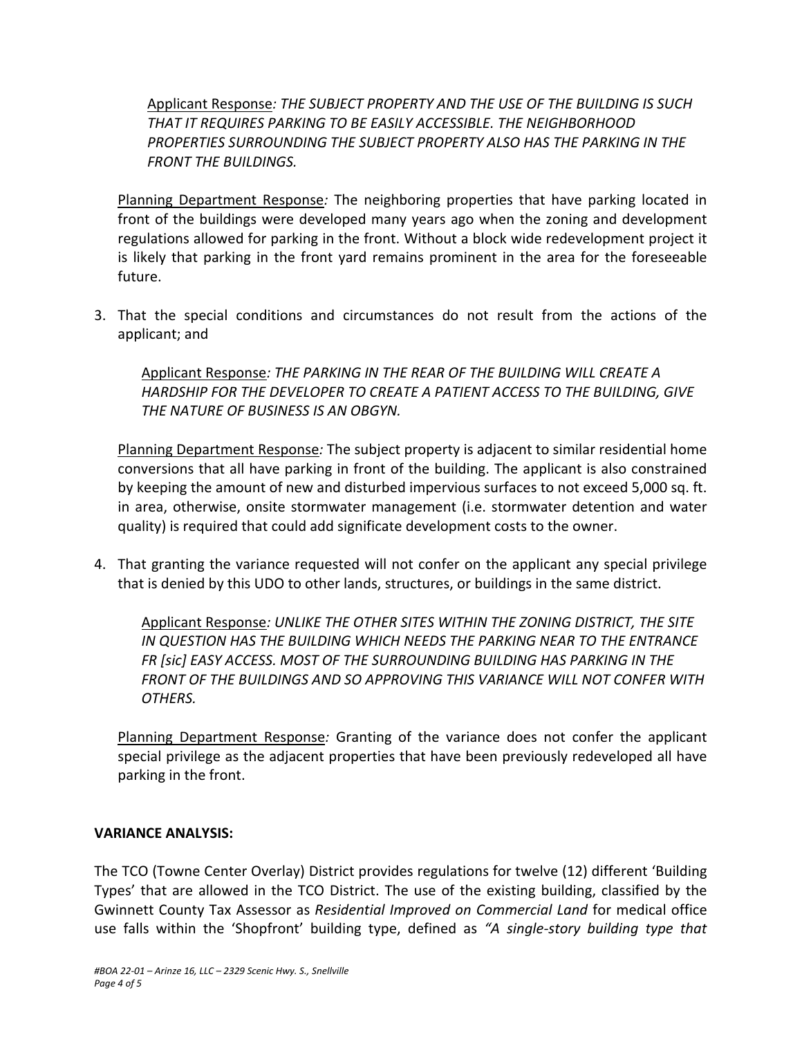Applicant Response*: THE SUBJECT PROPERTY AND THE USE OF THE BUILDING IS SUCH THAT IT REQUIRES PARKING TO BE EASILY ACCESSIBLE. THE NEIGHBORHOOD PROPERTIES SURROUNDING THE SUBJECT PROPERTY ALSO HAS THE PARKING IN THE FRONT THE BUILDINGS.*

Planning Department Response*:* The neighboring properties that have parking located in front of the buildings were developed many years ago when the zoning and development regulations allowed for parking in the front. Without a block wide redevelopment project it is likely that parking in the front yard remains prominent in the area for the foreseeable future.

3. That the special conditions and circumstances do not result from the actions of the applicant; and

   Applicant Response*: THE PARKING IN THE REAR OF THE BUILDING WILL CREATE A HARDSHIP FOR THE DEVELOPER TO CREATE A PATIENT ACCESS TO THE BUILDING, GIVE THE NATURE OF BUSINESS IS AN OBGYN.*

   Planning Department Response*:* The subject property is adjacent to similar residential home conversions that all have parking in front of the building. The applicant is also constrained by keeping the amount of new and disturbed impervious surfaces to not exceed 5,000 sq. ft. in area, otherwise, onsite stormwater management (i.e. stormwater detention and water quality) is required that could add significate development costs to the owner.

4. That granting the variance requested will not confer on the applicant any special privilege that is denied by this UDO to other lands, structures, or buildings in the same district.

   Applicant Response*: UNLIKE THE OTHER SITES WITHIN THE ZONING DISTRICT, THE SITE IN QUESTION HAS THE BUILDING WHICH NEEDS THE PARKING NEAR TO THE ENTRANCE FR [sic] EASY ACCESS. MOST OF THE SURROUNDING BUILDING HAS PARKING IN THE FRONT OF THE BUILDINGS AND SO APPROVING THIS VARIANCE WILL NOT CONFER WITH OTHERS.*

   Planning Department Response*:* Granting of the variance does not confer the applicant special privilege as the adjacent properties that have been previously redeveloped all have parking in the front.

**VARIANCE ANALYSIS:**

The TCO (Towne Center Overlay) District provides regulations for twelve (12) different 'Building Types' that are allowed in the TCO District. The use of the existing building, classified by the Gwinnett County Tax Assessor as *Residential Improved on Commercial Land* for medical office use falls within the 'Shopfront' building type, defined as *"A single-story building type that*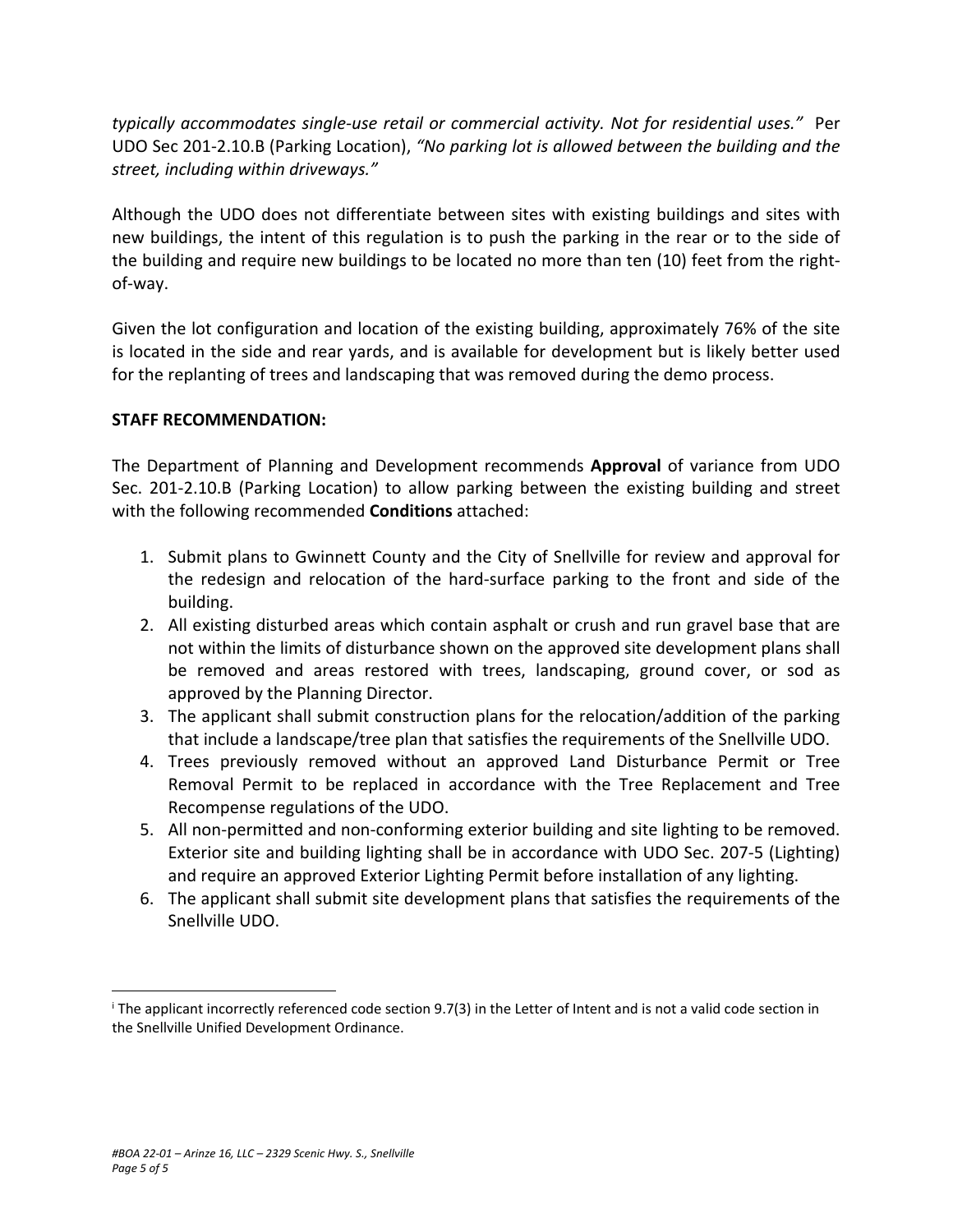*typically accommodates single-use retail or commercial activity. Not for residential uses."* Per UDO Sec 201-2.10.B (Parking Location), *"No parking lot is allowed between the building and the street, including within driveways."*

Although the UDO does not differentiate between sites with existing buildings and sites with new buildings, the intent of this regulation is to push the parking in the rear or to the side of the building and require new buildings to be located no more than ten (10) feet from the right-of-way.

Given the lot configuration and location of the existing building, approximately 76% of the site is located in the side and rear yards, and is available for development but is likely better used for the replanting of trees and landscaping that was removed during the demo process.

**STAFF RECOMMENDATION:**

The Department of Planning and Development recommends **Approval** of variance from UDO Sec. 201-2.10.B (Parking Location) to allow parking between the existing building and street with the following recommended **Conditions** attached:

1. Submit plans to Gwinnett County and the City of Snellville for review and approval for the redesign and relocation of the hard-surface parking to the front and side of the building.
2. All existing disturbed areas which contain asphalt or crush and run gravel base that are not within the limits of disturbance shown on the approved site development plans shall be removed and areas restored with trees, landscaping, ground cover, or sod as approved by the Planning Director.
3. The applicant shall submit construction plans for the relocation/addition of the parking that include a landscape/tree plan that satisfies the requirements of the Snellville UDO.
4. Trees previously removed without an approved Land Disturbance Permit or Tree Removal Permit to be replaced in accordance with the Tree Replacement and Tree Recompense regulations of the UDO.
5. All non-permitted and non-conforming exterior building and site lighting to be removed. Exterior site and building lighting shall be in accordance with UDO Sec. 207-5 (Lighting) and require an approved Exterior Lighting Permit before installation of any lighting.
6. The applicant shall submit site development plans that satisfies the requirements of the Snellville UDO.

---

[i] The applicant incorrectly referenced code section 9.7(3) in the Letter of Intent and is not a valid code section in the Snellville Unified Development Ordinance.